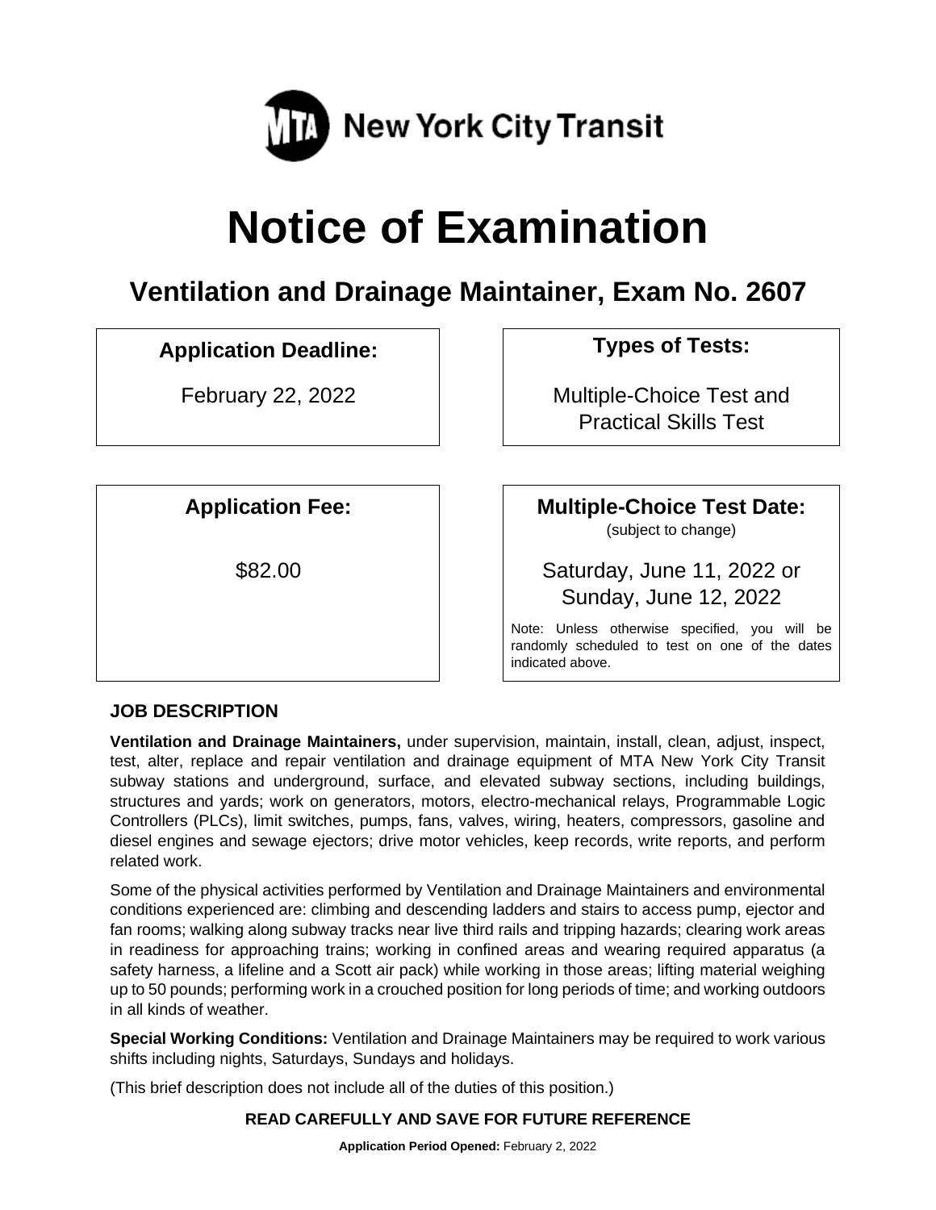MTA New York City Transit

# Notice of Examination

## Ventilation and Drainage Maintainer, Exam No. 2607

**Application Deadline:**

February 22, 2022

**Types of Tests:**

Multiple-Choice Test and Practical Skills Test

**Application Fee:**

$82.00

**Multiple-Choice Test Date:**
(subject to change)

Saturday, June 11, 2022 or Sunday, June 12, 2022

Note: Unless otherwise specified, you will be randomly scheduled to test on one of the dates indicated above.

### JOB DESCRIPTION

**Ventilation and Drainage Maintainers,** under supervision, maintain, install, clean, adjust, inspect, test, alter, replace and repair ventilation and drainage equipment of MTA New York City Transit subway stations and underground, surface, and elevated subway sections, including buildings, structures and yards; work on generators, motors, electro-mechanical relays, Programmable Logic Controllers (PLCs), limit switches, pumps, fans, valves, wiring, heaters, compressors, gasoline and diesel engines and sewage ejectors; drive motor vehicles, keep records, write reports, and perform related work.

Some of the physical activities performed by Ventilation and Drainage Maintainers and environmental conditions experienced are: climbing and descending ladders and stairs to access pump, ejector and fan rooms; walking along subway tracks near live third rails and tripping hazards; clearing work areas in readiness for approaching trains; working in confined areas and wearing required apparatus (a safety harness, a lifeline and a Scott air pack) while working in those areas; lifting material weighing up to 50 pounds; performing work in a crouched position for long periods of time; and working outdoors in all kinds of weather.

**Special Working Conditions:** Ventilation and Drainage Maintainers may be required to work various shifts including nights, Saturdays, Sundays and holidays.

(This brief description does not include all of the duties of this position.)

**READ CAREFULLY AND SAVE FOR FUTURE REFERENCE**

**Application Period Opened:** February 2, 2022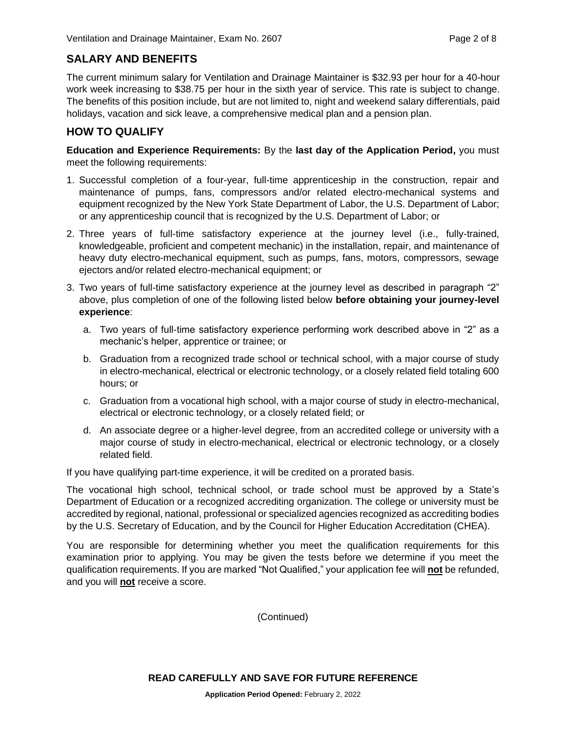## SALARY AND BENEFITS

The current minimum salary for Ventilation and Drainage Maintainer is $32.93 per hour for a 40-hour work week increasing to $38.75 per hour in the sixth year of service. This rate is subject to change. The benefits of this position include, but are not limited to, night and weekend salary differentials, paid holidays, vacation and sick leave, a comprehensive medical plan and a pension plan.

## HOW TO QUALIFY

**Education and Experience Requirements:** By the **last day of the Application Period,** you must meet the following requirements:

1. Successful completion of a four-year, full-time apprenticeship in the construction, repair and maintenance of pumps, fans, compressors and/or related electro-mechanical systems and equipment recognized by the New York State Department of Labor, the U.S. Department of Labor; or any apprenticeship council that is recognized by the U.S. Department of Labor; or

2. Three years of full-time satisfactory experience at the journey level (i.e., fully-trained, knowledgeable, proficient and competent mechanic) in the installation, repair, and maintenance of heavy duty electro-mechanical equipment, such as pumps, fans, motors, compressors, sewage ejectors and/or related electro-mechanical equipment; or

3. Two years of full-time satisfactory experience at the journey level as described in paragraph "2" above, plus completion of one of the following listed below **before obtaining your journey-level experience**:

   a. Two years of full-time satisfactory experience performing work described above in "2" as a mechanic's helper, apprentice or trainee; or

   b. Graduation from a recognized trade school or technical school, with a major course of study in electro-mechanical, electrical or electronic technology, or a closely related field totaling 600 hours; or

   c. Graduation from a vocational high school, with a major course of study in electro-mechanical, electrical or electronic technology, or a closely related field; or

   d. An associate degree or a higher-level degree, from an accredited college or university with a major course of study in electro-mechanical, electrical or electronic technology, or a closely related field.

If you have qualifying part-time experience, it will be credited on a prorated basis.

The vocational high school, technical school, or trade school must be approved by a State's Department of Education or a recognized accrediting organization. The college or university must be accredited by regional, national, professional or specialized agencies recognized as accrediting bodies by the U.S. Secretary of Education, and by the Council for Higher Education Accreditation (CHEA).

You are responsible for determining whether you meet the qualification requirements for this examination prior to applying. You may be given the tests before we determine if you meet the qualification requirements. If you are marked "Not Qualified," your application fee will **not** be refunded, and you will **not** receive a score.

(Continued)

**READ CAREFULLY AND SAVE FOR FUTURE REFERENCE**

**Application Period Opened:** February 2, 2022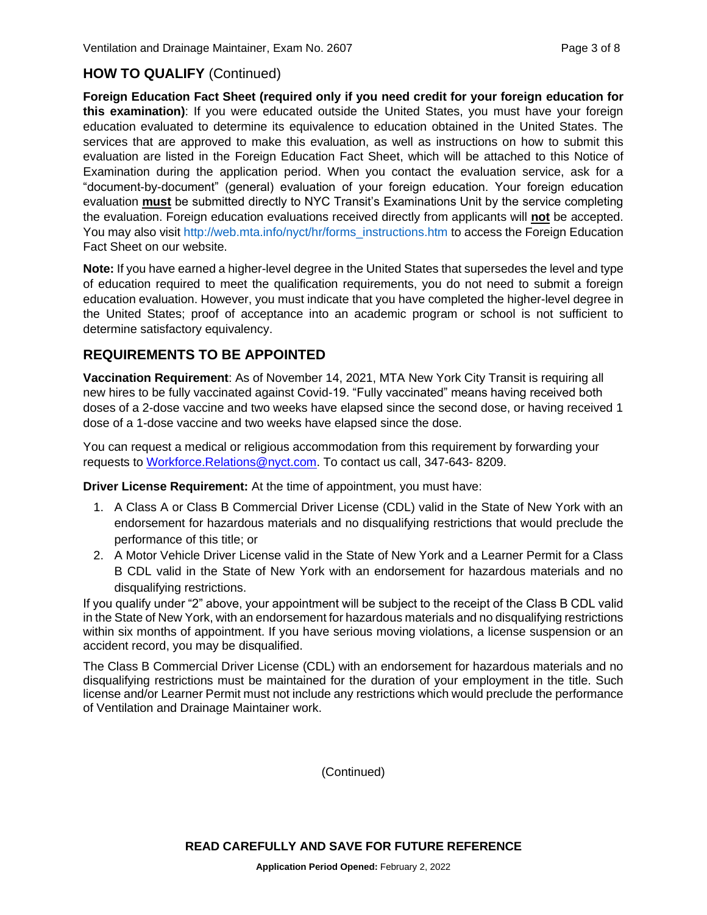## HOW TO QUALIFY (Continued)

**Foreign Education Fact Sheet (required only if you need credit for your foreign education for this examination)**: If you were educated outside the United States, you must have your foreign education evaluated to determine its equivalence to education obtained in the United States. The services that are approved to make this evaluation, as well as instructions on how to submit this evaluation are listed in the Foreign Education Fact Sheet, which will be attached to this Notice of Examination during the application period. When you contact the evaluation service, ask for a "document-by-document" (general) evaluation of your foreign education. Your foreign education evaluation **must** be submitted directly to NYC Transit's Examinations Unit by the service completing the evaluation. Foreign education evaluations received directly from applicants will **not** be accepted. You may also visit http://web.mta.info/nyct/hr/forms_instructions.htm to access the Foreign Education Fact Sheet on our website.

**Note:** If you have earned a higher-level degree in the United States that supersedes the level and type of education required to meet the qualification requirements, you do not need to submit a foreign education evaluation. However, you must indicate that you have completed the higher-level degree in the United States; proof of acceptance into an academic program or school is not sufficient to determine satisfactory equivalency.

## REQUIREMENTS TO BE APPOINTED

**Vaccination Requirement**: As of November 14, 2021, MTA New York City Transit is requiring all new hires to be fully vaccinated against Covid-19. "Fully vaccinated" means having received both doses of a 2-dose vaccine and two weeks have elapsed since the second dose, or having received 1 dose of a 1-dose vaccine and two weeks have elapsed since the dose.

You can request a medical or religious accommodation from this requirement by forwarding your requests to Workforce.Relations@nyct.com. To contact us call, 347-643- 8209.

**Driver License Requirement:** At the time of appointment, you must have:

1. A Class A or Class B Commercial Driver License (CDL) valid in the State of New York with an endorsement for hazardous materials and no disqualifying restrictions that would preclude the performance of this title; or
2. A Motor Vehicle Driver License valid in the State of New York and a Learner Permit for a Class B CDL valid in the State of New York with an endorsement for hazardous materials and no disqualifying restrictions.

If you qualify under "2" above, your appointment will be subject to the receipt of the Class B CDL valid in the State of New York, with an endorsement for hazardous materials and no disqualifying restrictions within six months of appointment. If you have serious moving violations, a license suspension or an accident record, you may be disqualified.

The Class B Commercial Driver License (CDL) with an endorsement for hazardous materials and no disqualifying restrictions must be maintained for the duration of your employment in the title. Such license and/or Learner Permit must not include any restrictions which would preclude the performance of Ventilation and Drainage Maintainer work.

(Continued)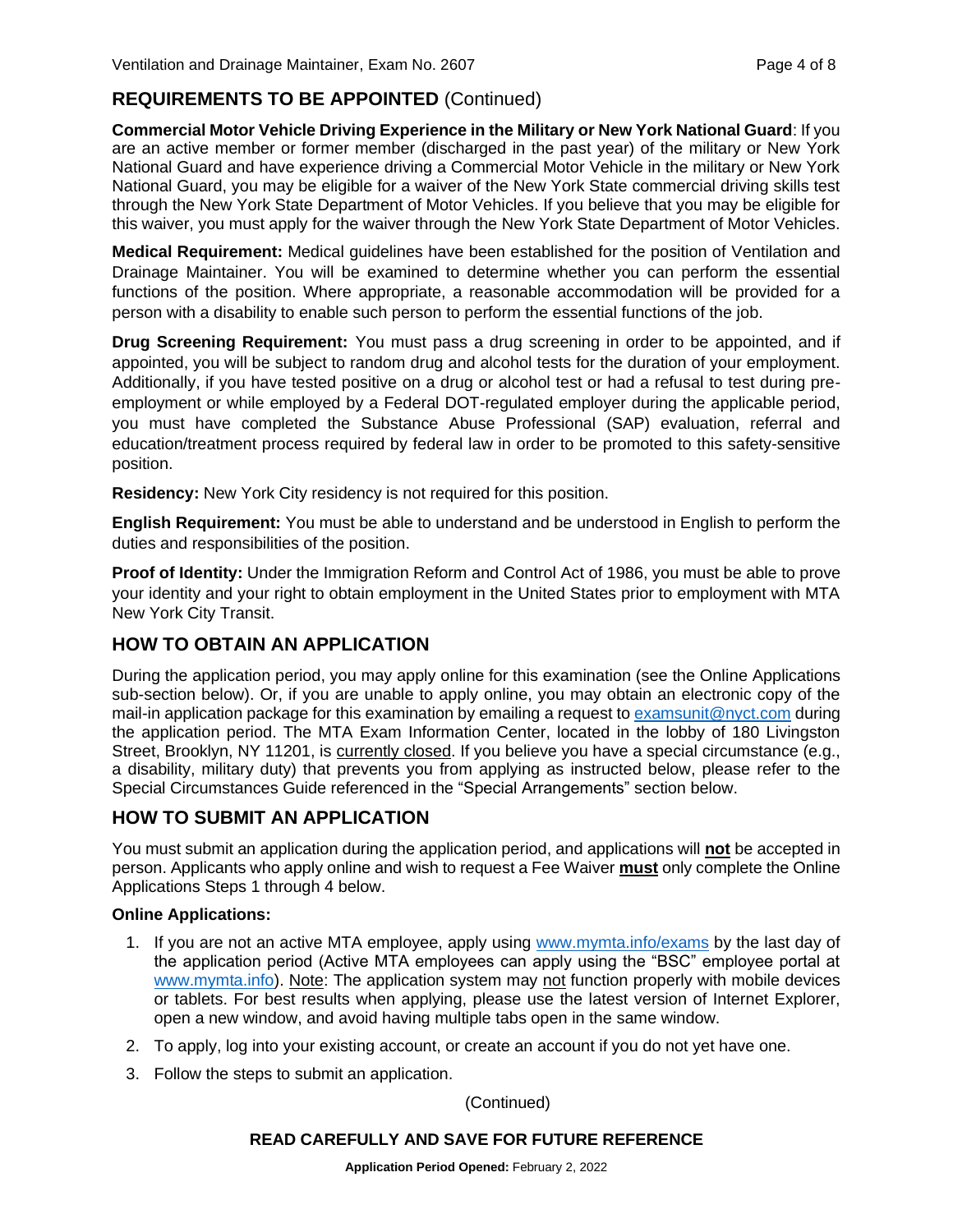## REQUIREMENTS TO BE APPOINTED (Continued)

**Commercial Motor Vehicle Driving Experience in the Military or New York National Guard**: If you are an active member or former member (discharged in the past year) of the military or New York National Guard and have experience driving a Commercial Motor Vehicle in the military or New York National Guard, you may be eligible for a waiver of the New York State commercial driving skills test through the New York State Department of Motor Vehicles. If you believe that you may be eligible for this waiver, you must apply for the waiver through the New York State Department of Motor Vehicles.

**Medical Requirement:** Medical guidelines have been established for the position of Ventilation and Drainage Maintainer. You will be examined to determine whether you can perform the essential functions of the position. Where appropriate, a reasonable accommodation will be provided for a person with a disability to enable such person to perform the essential functions of the job.

**Drug Screening Requirement:** You must pass a drug screening in order to be appointed, and if appointed, you will be subject to random drug and alcohol tests for the duration of your employment. Additionally, if you have tested positive on a drug or alcohol test or had a refusal to test during pre-employment or while employed by a Federal DOT-regulated employer during the applicable period, you must have completed the Substance Abuse Professional (SAP) evaluation, referral and education/treatment process required by federal law in order to be promoted to this safety-sensitive position.

**Residency:** New York City residency is not required for this position.

**English Requirement:** You must be able to understand and be understood in English to perform the duties and responsibilities of the position.

**Proof of Identity:** Under the Immigration Reform and Control Act of 1986, you must be able to prove your identity and your right to obtain employment in the United States prior to employment with MTA New York City Transit.

## HOW TO OBTAIN AN APPLICATION

During the application period, you may apply online for this examination (see the Online Applications sub-section below). Or, if you are unable to apply online, you may obtain an electronic copy of the mail-in application package for this examination by emailing a request to examsunit@nyct.com during the application period. The MTA Exam Information Center, located in the lobby of 180 Livingston Street, Brooklyn, NY 11201, is currently closed. If you believe you have a special circumstance (e.g., a disability, military duty) that prevents you from applying as instructed below, please refer to the Special Circumstances Guide referenced in the "Special Arrangements" section below.

## HOW TO SUBMIT AN APPLICATION

You must submit an application during the application period, and applications will **not** be accepted in person. Applicants who apply online and wish to request a Fee Waiver **must** only complete the Online Applications Steps 1 through 4 below.

**Online Applications:**

1. If you are not an active MTA employee, apply using www.mymta.info/exams by the last day of the application period (Active MTA employees can apply using the "BSC" employee portal at www.mymta.info). Note: The application system may not function properly with mobile devices or tablets. For best results when applying, please use the latest version of Internet Explorer, open a new window, and avoid having multiple tabs open in the same window.
2. To apply, log into your existing account, or create an account if you do not yet have one.
3. Follow the steps to submit an application.

(Continued)

**READ CAREFULLY AND SAVE FOR FUTURE REFERENCE**

**Application Period Opened:** February 2, 2022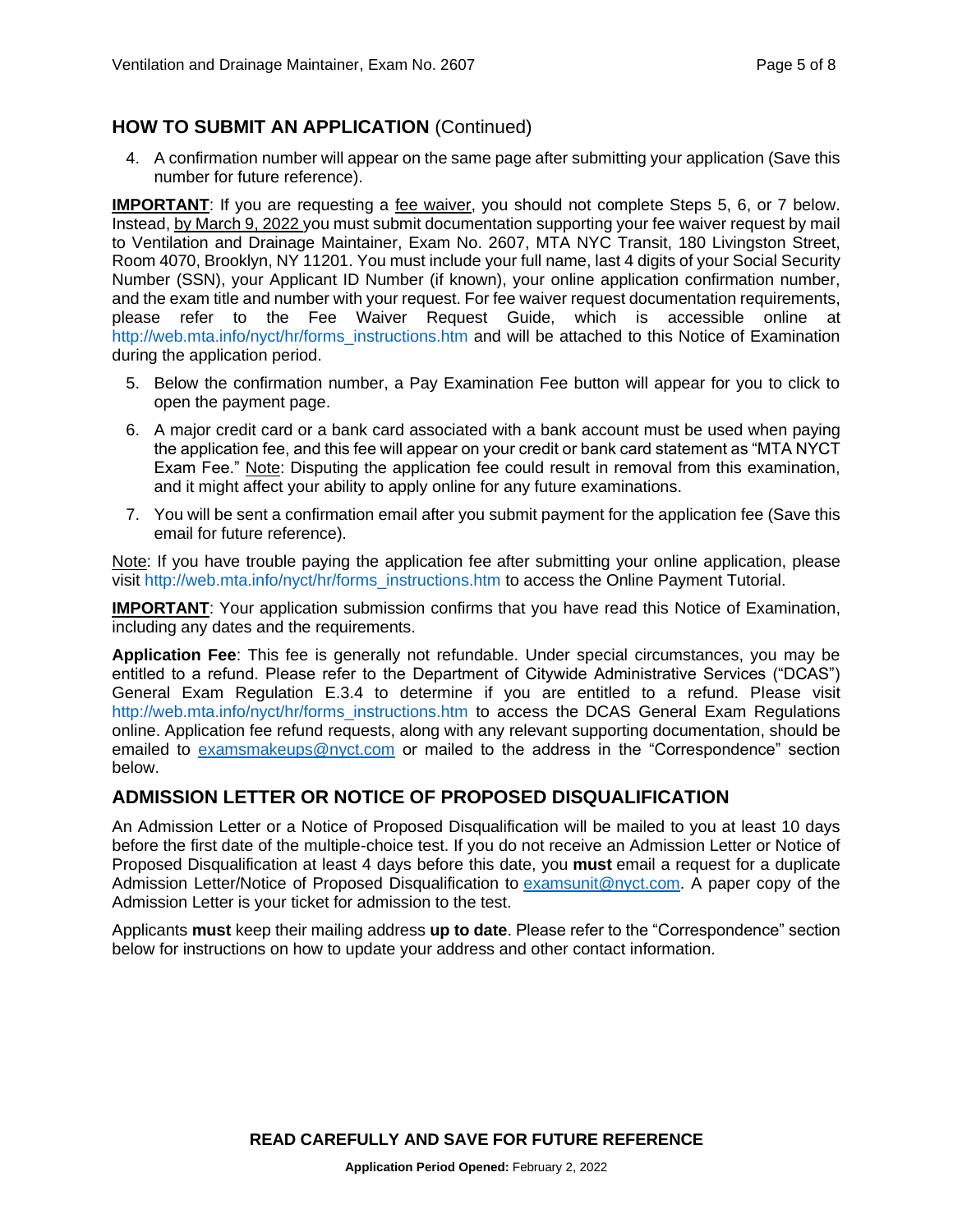## HOW TO SUBMIT AN APPLICATION (Continued)

4. A confirmation number will appear on the same page after submitting your application (Save this number for future reference).

**IMPORTANT**: If you are requesting a fee waiver, you should not complete Steps 5, 6, or 7 below. Instead, by March 9, 2022 you must submit documentation supporting your fee waiver request by mail to Ventilation and Drainage Maintainer, Exam No. 2607, MTA NYC Transit, 180 Livingston Street, Room 4070, Brooklyn, NY 11201. You must include your full name, last 4 digits of your Social Security Number (SSN), your Applicant ID Number (if known), your online application confirmation number, and the exam title and number with your request. For fee waiver request documentation requirements, please refer to the Fee Waiver Request Guide, which is accessible online at http://web.mta.info/nyct/hr/forms_instructions.htm and will be attached to this Notice of Examination during the application period.

5. Below the confirmation number, a Pay Examination Fee button will appear for you to click to open the payment page.
6. A major credit card or a bank card associated with a bank account must be used when paying the application fee, and this fee will appear on your credit or bank card statement as "MTA NYCT Exam Fee." Note: Disputing the application fee could result in removal from this examination, and it might affect your ability to apply online for any future examinations.
7. You will be sent a confirmation email after you submit payment for the application fee (Save this email for future reference).

Note: If you have trouble paying the application fee after submitting your online application, please visit http://web.mta.info/nyct/hr/forms_instructions.htm to access the Online Payment Tutorial.

**IMPORTANT**: Your application submission confirms that you have read this Notice of Examination, including any dates and the requirements.

**Application Fee**: This fee is generally not refundable. Under special circumstances, you may be entitled to a refund. Please refer to the Department of Citywide Administrative Services ("DCAS") General Exam Regulation E.3.4 to determine if you are entitled to a refund. Please visit http://web.mta.info/nyct/hr/forms_instructions.htm to access the DCAS General Exam Regulations online. Application fee refund requests, along with any relevant supporting documentation, should be emailed to examsmakeups@nyct.com or mailed to the address in the "Correspondence" section below.

## ADMISSION LETTER OR NOTICE OF PROPOSED DISQUALIFICATION

An Admission Letter or a Notice of Proposed Disqualification will be mailed to you at least 10 days before the first date of the multiple-choice test. If you do not receive an Admission Letter or Notice of Proposed Disqualification at least 4 days before this date, you **must** email a request for a duplicate Admission Letter/Notice of Proposed Disqualification to examsunit@nyct.com. A paper copy of the Admission Letter is your ticket for admission to the test.

Applicants **must** keep their mailing address **up to date**. Please refer to the "Correspondence" section below for instructions on how to update your address and other contact information.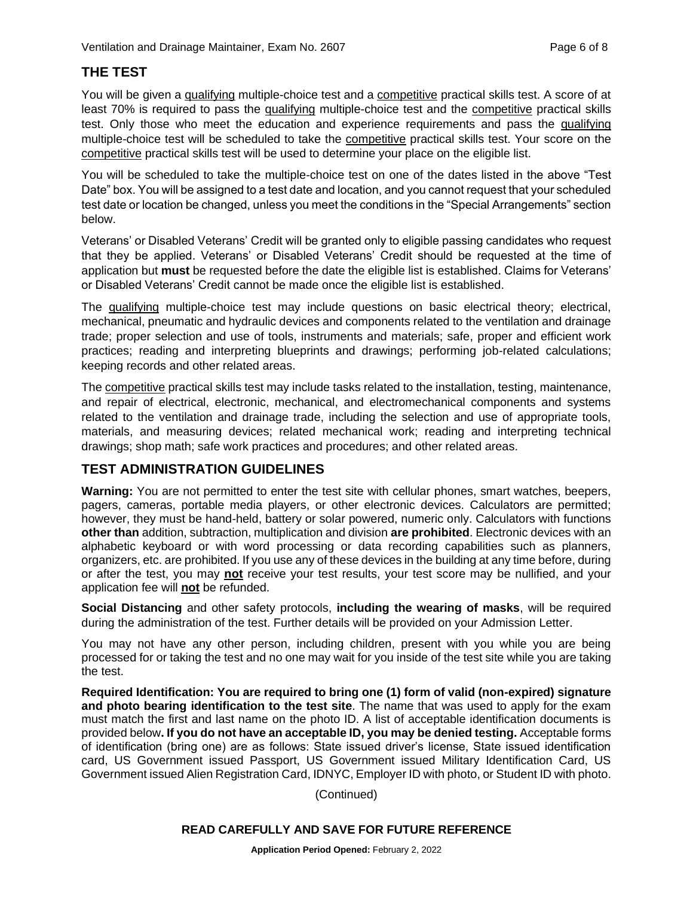## THE TEST

You will be given a qualifying multiple-choice test and a competitive practical skills test. A score of at least 70% is required to pass the qualifying multiple-choice test and the competitive practical skills test. Only those who meet the education and experience requirements and pass the qualifying multiple-choice test will be scheduled to take the competitive practical skills test. Your score on the competitive practical skills test will be used to determine your place on the eligible list.

You will be scheduled to take the multiple-choice test on one of the dates listed in the above "Test Date" box. You will be assigned to a test date and location, and you cannot request that your scheduled test date or location be changed, unless you meet the conditions in the "Special Arrangements" section below.

Veterans' or Disabled Veterans' Credit will be granted only to eligible passing candidates who request that they be applied. Veterans' or Disabled Veterans' Credit should be requested at the time of application but **must** be requested before the date the eligible list is established. Claims for Veterans' or Disabled Veterans' Credit cannot be made once the eligible list is established.

The qualifying multiple-choice test may include questions on basic electrical theory; electrical, mechanical, pneumatic and hydraulic devices and components related to the ventilation and drainage trade; proper selection and use of tools, instruments and materials; safe, proper and efficient work practices; reading and interpreting blueprints and drawings; performing job-related calculations; keeping records and other related areas.

The competitive practical skills test may include tasks related to the installation, testing, maintenance, and repair of electrical, electronic, mechanical, and electromechanical components and systems related to the ventilation and drainage trade, including the selection and use of appropriate tools, materials, and measuring devices; related mechanical work; reading and interpreting technical drawings; shop math; safe work practices and procedures; and other related areas.

## TEST ADMINISTRATION GUIDELINES

**Warning:** You are not permitted to enter the test site with cellular phones, smart watches, beepers, pagers, cameras, portable media players, or other electronic devices. Calculators are permitted; however, they must be hand-held, battery or solar powered, numeric only. Calculators with functions **other than** addition, subtraction, multiplication and division **are prohibited**. Electronic devices with an alphabetic keyboard or with word processing or data recording capabilities such as planners, organizers, etc. are prohibited. If you use any of these devices in the building at any time before, during or after the test, you may **not** receive your test results, your test score may be nullified, and your application fee will **not** be refunded.

**Social Distancing** and other safety protocols, **including the wearing of masks**, will be required during the administration of the test. Further details will be provided on your Admission Letter.

You may not have any other person, including children, present with you while you are being processed for or taking the test and no one may wait for you inside of the test site while you are taking the test.

**Required Identification: You are required to bring one (1) form of valid (non-expired) signature and photo bearing identification to the test site**. The name that was used to apply for the exam must match the first and last name on the photo ID. A list of acceptable identification documents is provided below**. If you do not have an acceptable ID, you may be denied testing.** Acceptable forms of identification (bring one) are as follows: State issued driver's license, State issued identification card, US Government issued Passport, US Government issued Military Identification Card, US Government issued Alien Registration Card, IDNYC, Employer ID with photo, or Student ID with photo.

(Continued)

**READ CAREFULLY AND SAVE FOR FUTURE REFERENCE**

**Application Period Opened:** February 2, 2022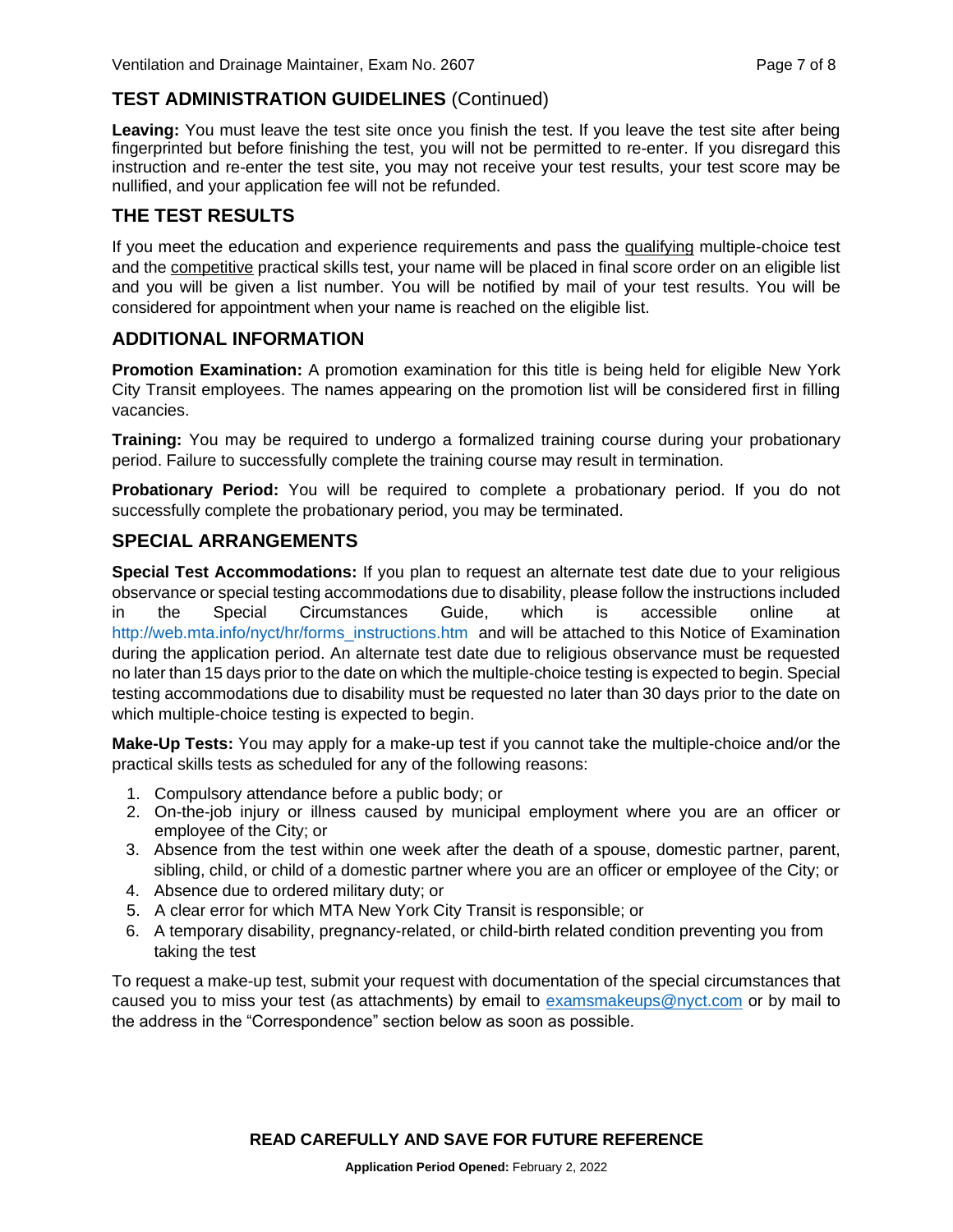## TEST ADMINISTRATION GUIDELINES (Continued)

**Leaving:** You must leave the test site once you finish the test. If you leave the test site after being fingerprinted but before finishing the test, you will not be permitted to re-enter. If you disregard this instruction and re-enter the test site, you may not receive your test results, your test score may be nullified, and your application fee will not be refunded.

## THE TEST RESULTS

If you meet the education and experience requirements and pass the qualifying multiple-choice test and the competitive practical skills test, your name will be placed in final score order on an eligible list and you will be given a list number. You will be notified by mail of your test results. You will be considered for appointment when your name is reached on the eligible list.

## ADDITIONAL INFORMATION

**Promotion Examination:** A promotion examination for this title is being held for eligible New York City Transit employees. The names appearing on the promotion list will be considered first in filling vacancies.

**Training:** You may be required to undergo a formalized training course during your probationary period. Failure to successfully complete the training course may result in termination.

**Probationary Period:** You will be required to complete a probationary period. If you do not successfully complete the probationary period, you may be terminated.

## SPECIAL ARRANGEMENTS

**Special Test Accommodations:** If you plan to request an alternate test date due to your religious observance or special testing accommodations due to disability, please follow the instructions included in the Special Circumstances Guide, which is accessible online at http://web.mta.info/nyct/hr/forms_instructions.htm and will be attached to this Notice of Examination during the application period. An alternate test date due to religious observance must be requested no later than 15 days prior to the date on which the multiple-choice testing is expected to begin. Special testing accommodations due to disability must be requested no later than 30 days prior to the date on which multiple-choice testing is expected to begin.

**Make-Up Tests:** You may apply for a make-up test if you cannot take the multiple-choice and/or the practical skills tests as scheduled for any of the following reasons:

1. Compulsory attendance before a public body; or
2. On-the-job injury or illness caused by municipal employment where you are an officer or employee of the City; or
3. Absence from the test within one week after the death of a spouse, domestic partner, parent, sibling, child, or child of a domestic partner where you are an officer or employee of the City; or
4. Absence due to ordered military duty; or
5. A clear error for which MTA New York City Transit is responsible; or
6. A temporary disability, pregnancy-related, or child-birth related condition preventing you from taking the test

To request a make-up test, submit your request with documentation of the special circumstances that caused you to miss your test (as attachments) by email to examsmakeups@nyct.com or by mail to the address in the "Correspondence" section below as soon as possible.

**READ CAREFULLY AND SAVE FOR FUTURE REFERENCE**

**Application Period Opened:** February 2, 2022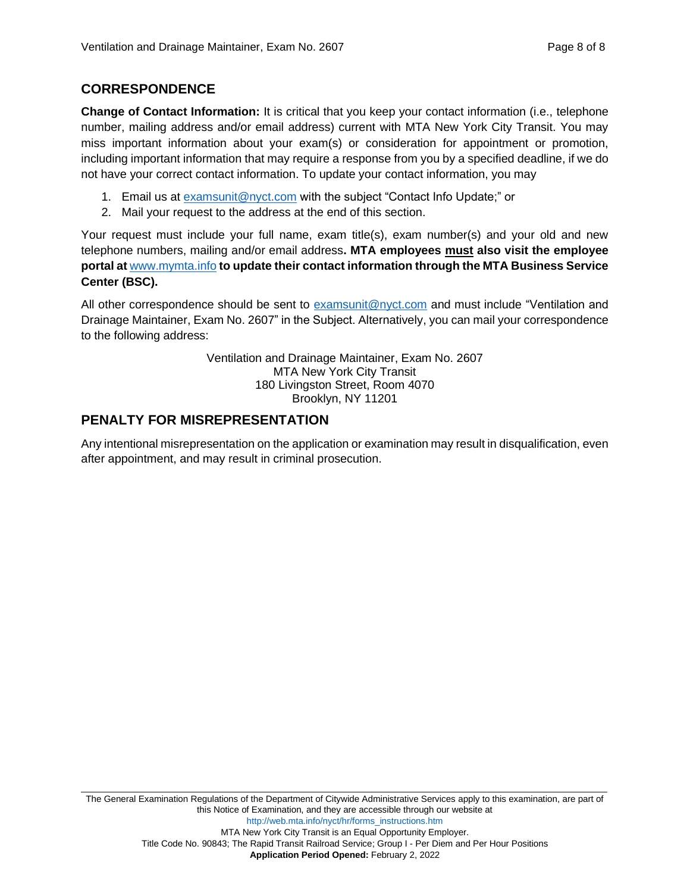## CORRESPONDENCE

**Change of Contact Information:** It is critical that you keep your contact information (i.e., telephone number, mailing address and/or email address) current with MTA New York City Transit. You may miss important information about your exam(s) or consideration for appointment or promotion, including important information that may require a response from you by a specified deadline, if we do not have your correct contact information. To update your contact information, you may

1. Email us at examsunit@nyct.com with the subject "Contact Info Update;" or
2. Mail your request to the address at the end of this section.

Your request must include your full name, exam title(s), exam number(s) and your old and new telephone numbers, mailing and/or email address**. MTA employees <u>must</u> also visit the employee portal at** www.mymta.info **to update their contact information through the MTA Business Service Center (BSC).**

All other correspondence should be sent to examsunit@nyct.com and must include "Ventilation and Drainage Maintainer, Exam No. 2607" in the Subject. Alternatively, you can mail your correspondence to the following address:

Ventilation and Drainage Maintainer, Exam No. 2607
MTA New York City Transit
180 Livingston Street, Room 4070
Brooklyn, NY 11201

## PENALTY FOR MISREPRESENTATION

Any intentional misrepresentation on the application or examination may result in disqualification, even after appointment, and may result in criminal prosecution.

The General Examination Regulations of the Department of Citywide Administrative Services apply to this examination, are part of this Notice of Examination, and they are accessible through our website at http://web.mta.info/nyct/hr/forms_instructions.htm
MTA New York City Transit is an Equal Opportunity Employer.
Title Code No. 90843; The Rapid Transit Railroad Service; Group I - Per Diem and Per Hour Positions
**Application Period Opened:** February 2, 2022